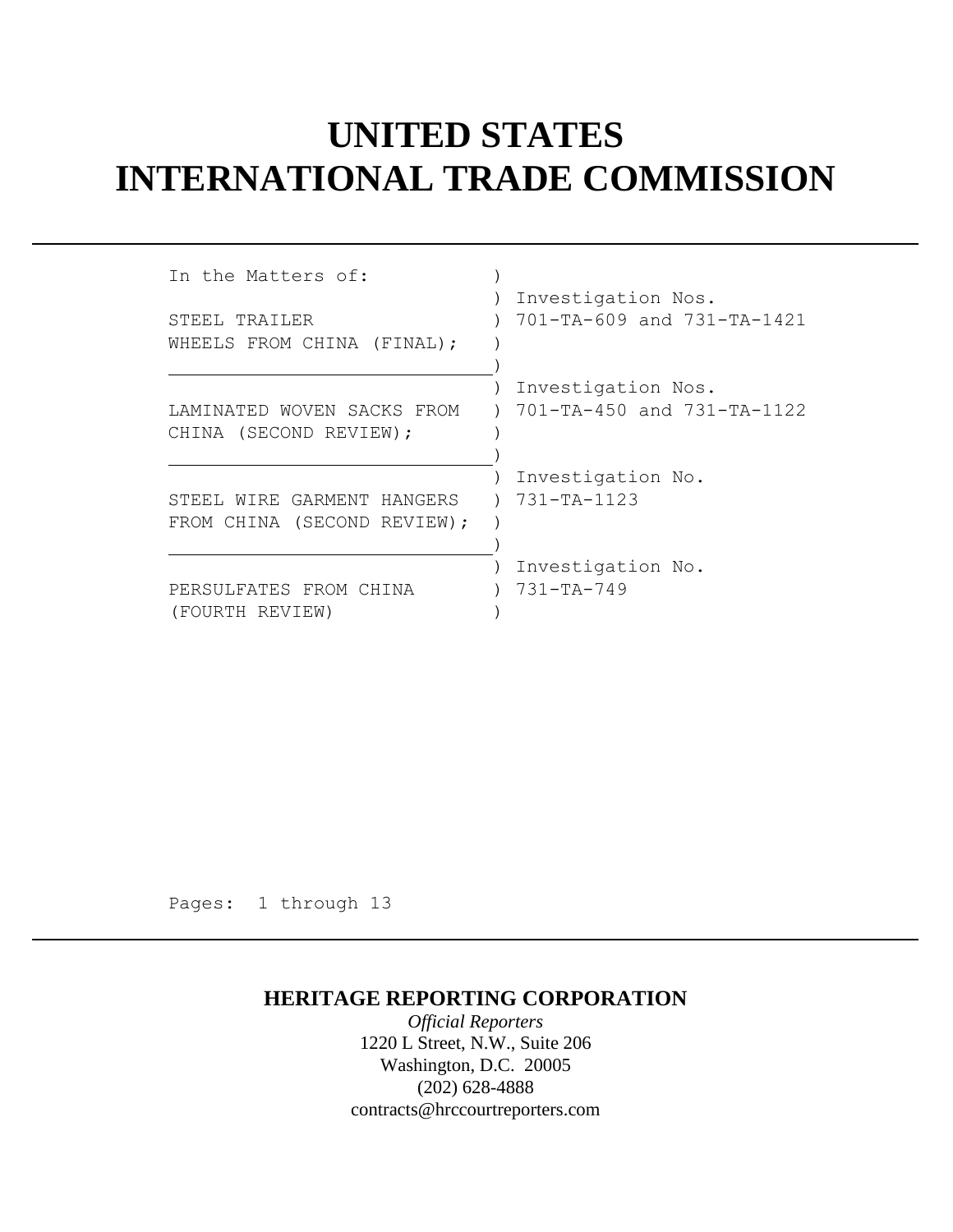# UNITED STATES
# INTERNATIONAL TRADE COMMISSION

```
In the Matters of:            )
                              ) Investigation Nos.
STEEL TRAILER                 ) 701-TA-609 and 731-TA-1421
WHEELS FROM CHINA (FINAL);    )
______________________________)
                              ) Investigation Nos.
LAMINATED WOVEN SACKS FROM    ) 701-TA-450 and 731-TA-1122
CHINA (SECOND REVIEW);        )
______________________________)
                              ) Investigation No.
STEEL WIRE GARMENT HANGERS    ) 731-TA-1123
FROM CHINA (SECOND REVIEW);   )
______________________________)
                              ) Investigation No.
PERSULFATES FROM CHINA        ) 731-TA-749
(FOURTH REVIEW)               )
```

Pages: 1 through 13

**HERITAGE REPORTING CORPORATION**

*Official Reporters*

1220 L Street, N.W., Suite 206

Washington, D.C. 20005

(202) 628-4888

contracts@hrccourtreporters.com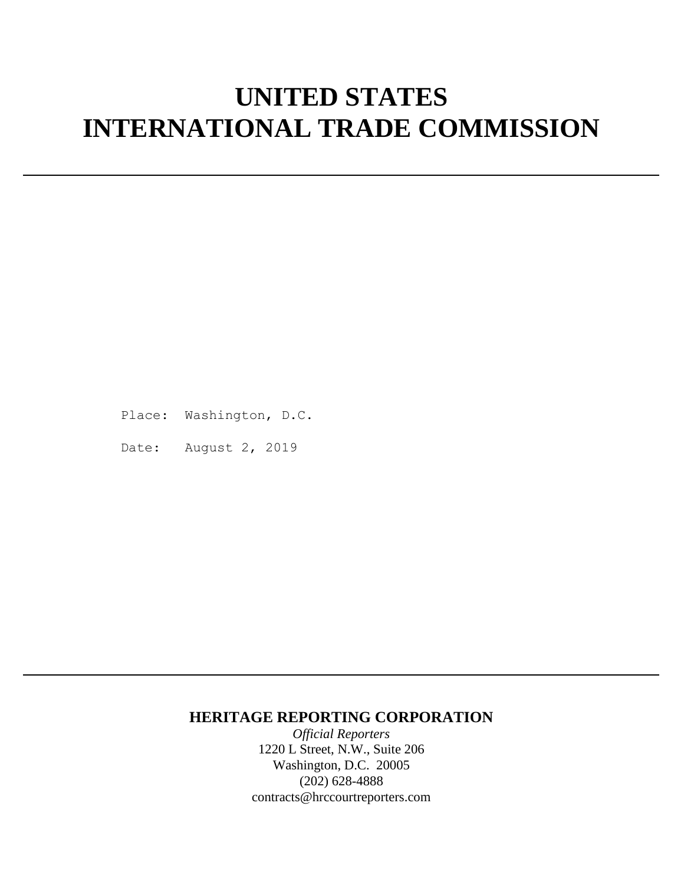# UNITED STATES
# INTERNATIONAL TRADE COMMISSION

---

Place: Washington, D.C.

Date: August 2, 2019

---

**HERITAGE REPORTING CORPORATION**

*Official Reporters*

1220 L Street, N.W., Suite 206

Washington, D.C. 20005

(202) 628-4888

contracts@hrccourtreporters.com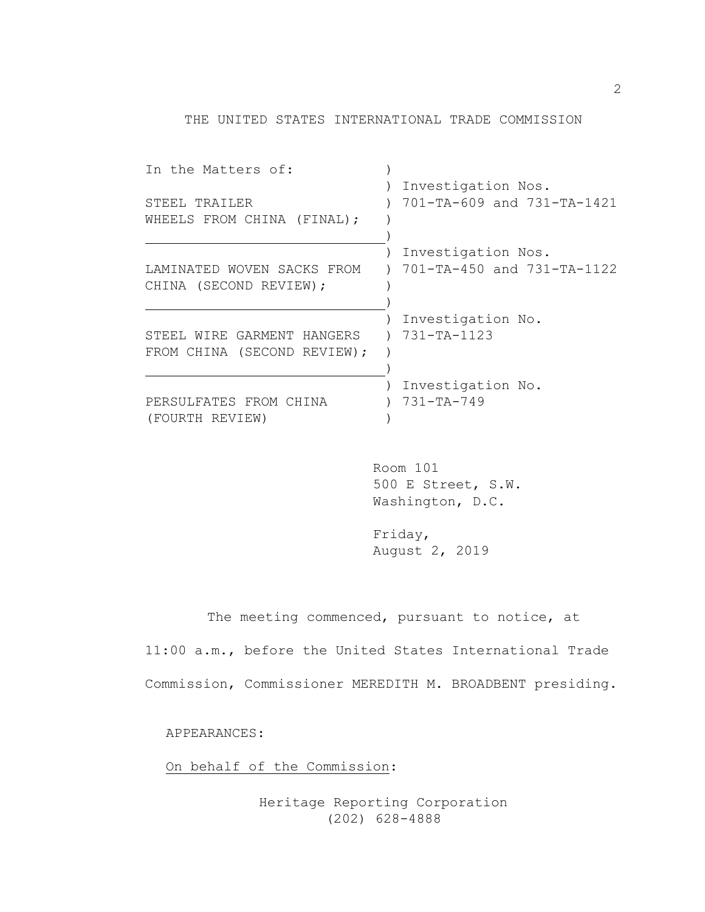THE UNITED STATES INTERNATIONAL TRADE COMMISSION

| In the Matters of: | |
|---|---|
| STEEL TRAILER WHEELS FROM CHINA (FINAL); | Investigation Nos. 701-TA-609 and 731-TA-1421 |
| LAMINATED WOVEN SACKS FROM CHINA (SECOND REVIEW); | Investigation Nos. 701-TA-450 and 731-TA-1122 |
| STEEL WIRE GARMENT HANGERS FROM CHINA (SECOND REVIEW); | Investigation No. 731-TA-1123 |
| PERSULFATES FROM CHINA (FOURTH REVIEW) | Investigation No. 731-TA-749 |

Room 101
500 E Street, S.W.
Washington, D.C.

Friday,
August 2, 2019

The meeting commenced, pursuant to notice, at 11:00 a.m., before the United States International Trade Commission, Commissioner MEREDITH M. BROADBENT presiding.

APPEARANCES:

On behalf of the Commission:

Heritage Reporting Corporation
(202) 628-4888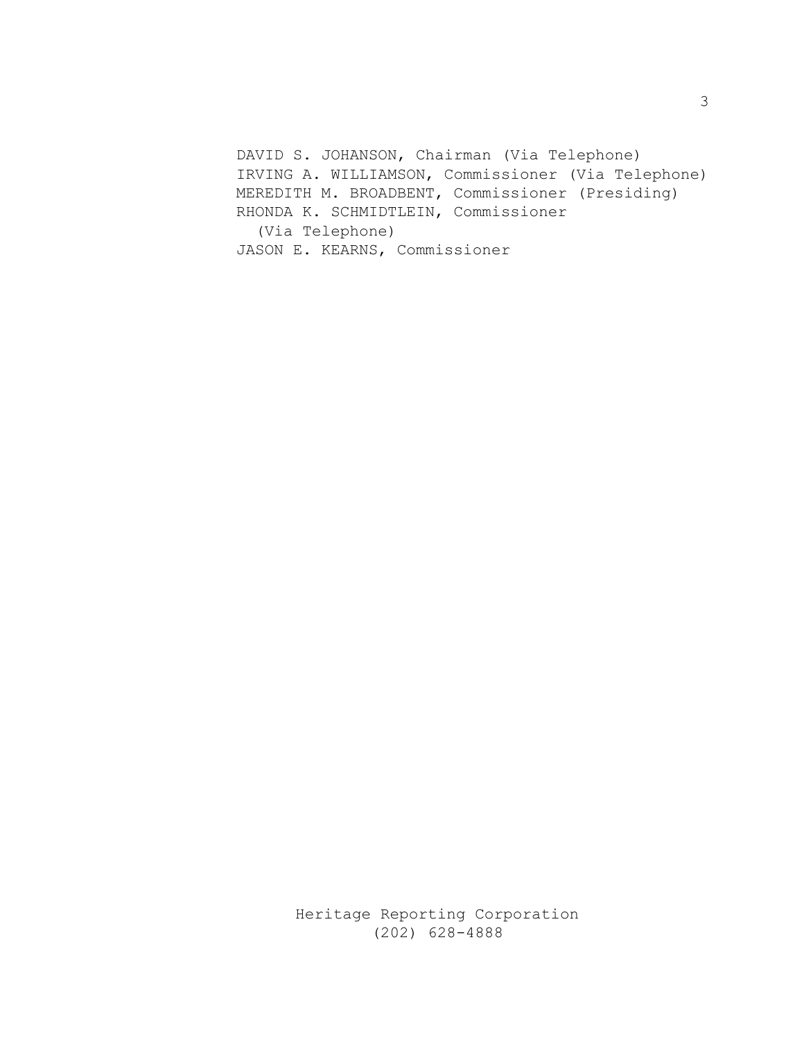DAVID S. JOHANSON, Chairman (Via Telephone)
IRVING A. WILLIAMSON, Commissioner (Via Telephone)
MEREDITH M. BROADBENT, Commissioner (Presiding)
RHONDA K. SCHMIDTLEIN, Commissioner
(Via Telephone)
JASON E. KEARNS, Commissioner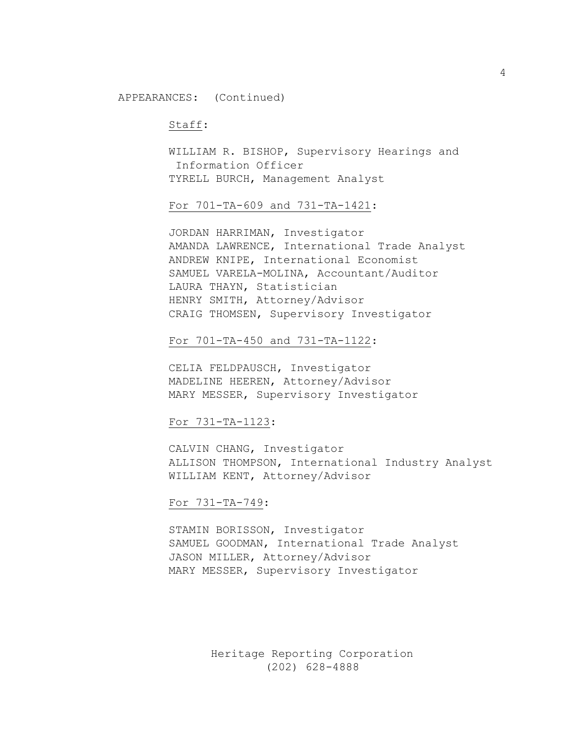APPEARANCES: (Continued)

Staff:

WILLIAM R. BISHOP, Supervisory Hearings and Information Officer
TYRELL BURCH, Management Analyst

For 701-TA-609 and 731-TA-1421:

JORDAN HARRIMAN, Investigator
AMANDA LAWRENCE, International Trade Analyst
ANDREW KNIPE, International Economist
SAMUEL VARELA-MOLINA, Accountant/Auditor
LAURA THAYN, Statistician
HENRY SMITH, Attorney/Advisor
CRAIG THOMSEN, Supervisory Investigator

For 701-TA-450 and 731-TA-1122:

CELIA FELDPAUSCH, Investigator
MADELINE HEEREN, Attorney/Advisor
MARY MESSER, Supervisory Investigator

For 731-TA-1123:

CALVIN CHANG, Investigator
ALLISON THOMPSON, International Industry Analyst
WILLIAM KENT, Attorney/Advisor

For 731-TA-749:

STAMIN BORISSON, Investigator
SAMUEL GOODMAN, International Trade Analyst
JASON MILLER, Attorney/Advisor
MARY MESSER, Supervisory Investigator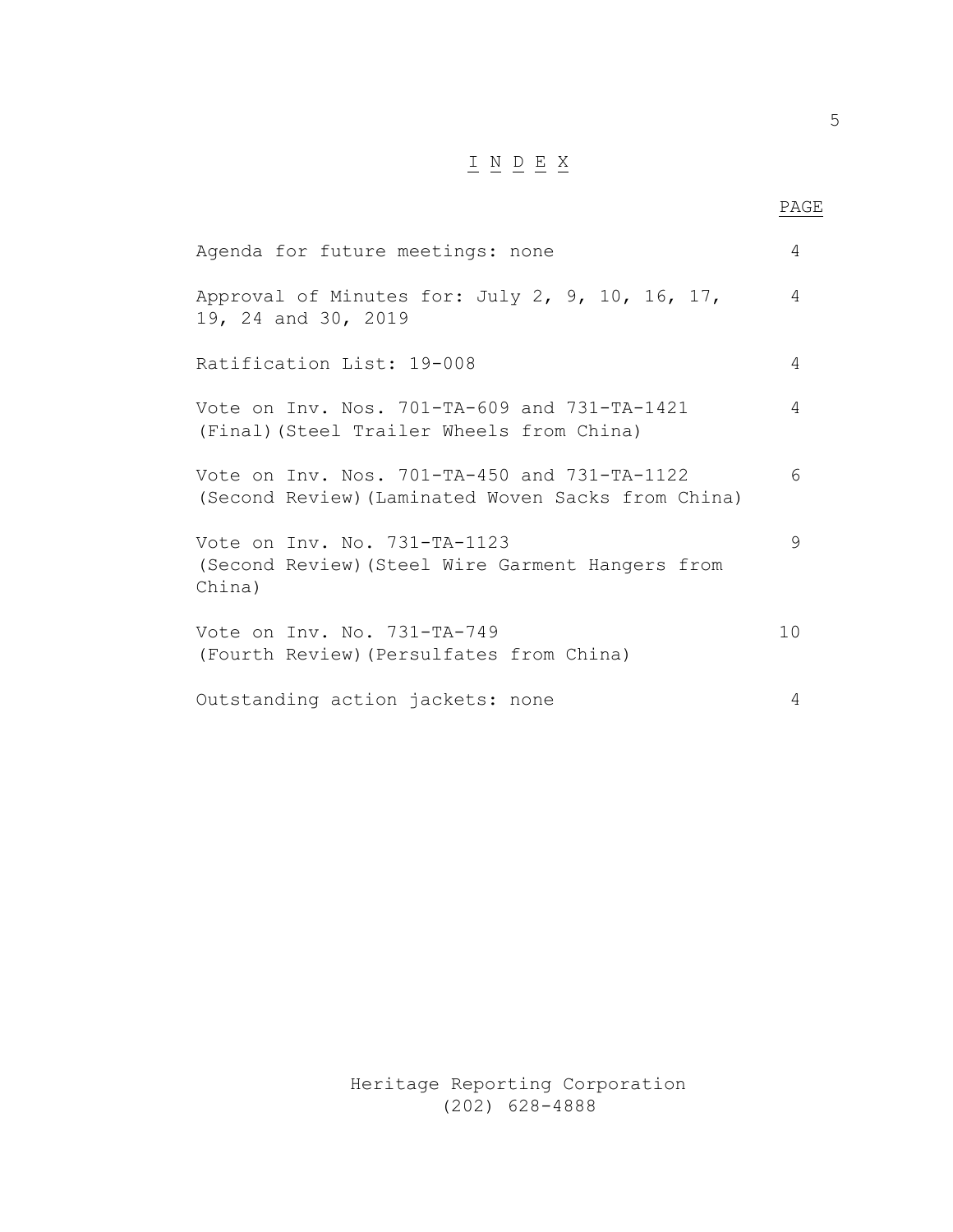# I N D E X

| | PAGE |
|---|---|
| Agenda for future meetings: none | 4 |
| Approval of Minutes for: July 2, 9, 10, 16, 17, 19, 24 and 30, 2019 | 4 |
| Ratification List: 19-008 | 4 |
| Vote on Inv. Nos. 701-TA-609 and 731-TA-1421 (Final)(Steel Trailer Wheels from China) | 4 |
| Vote on Inv. Nos. 701-TA-450 and 731-TA-1122 (Second Review)(Laminated Woven Sacks from China) | 6 |
| Vote on Inv. No. 731-TA-1123 (Second Review)(Steel Wire Garment Hangers from China) | 9 |
| Vote on Inv. No. 731-TA-749 (Fourth Review)(Persulfates from China) | 10 |
| Outstanding action jackets: none | 4 |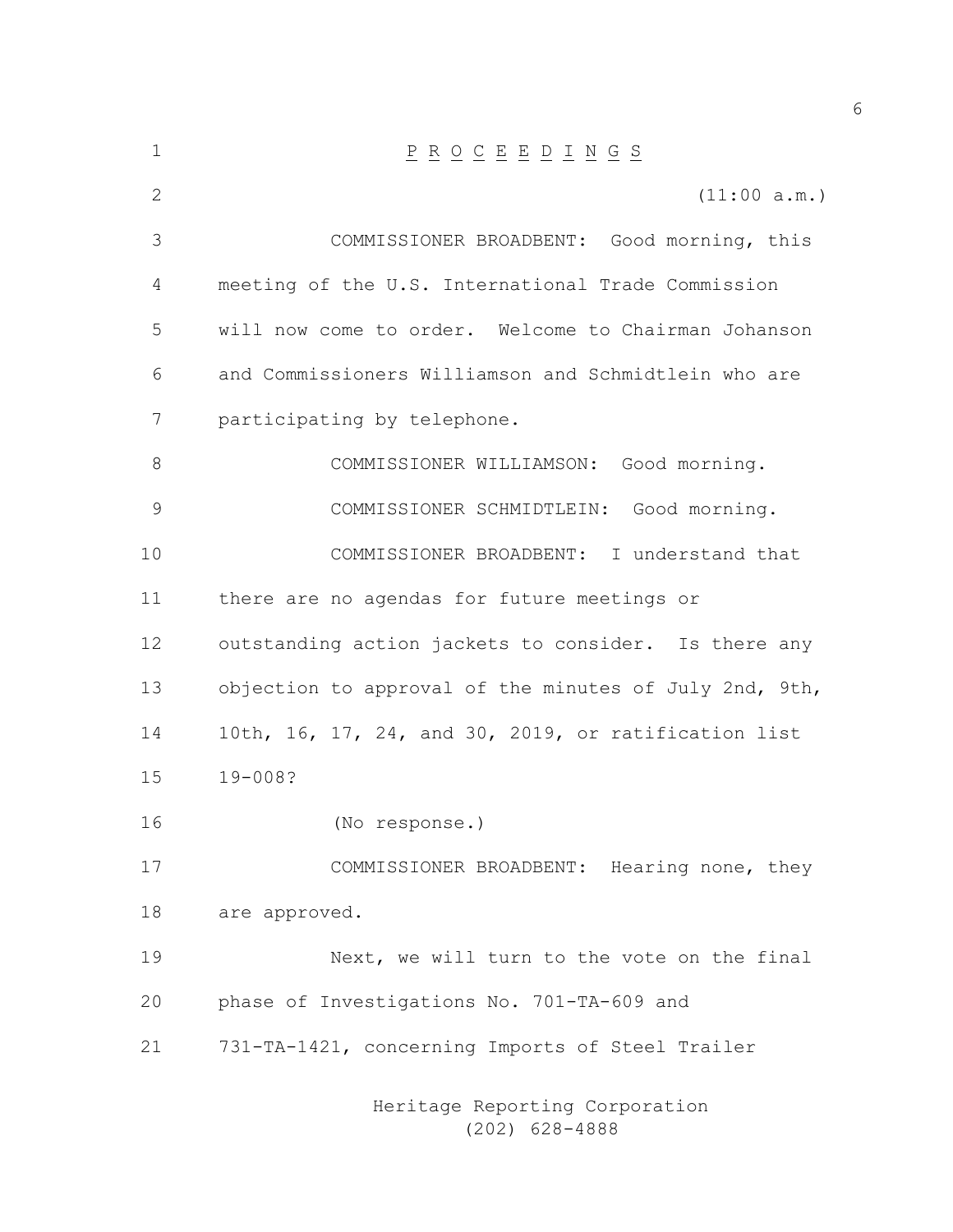P R O C E E D I N G S

(11:00 a.m.)

COMMISSIONER BROADBENT: Good morning, this meeting of the U.S. International Trade Commission will now come to order. Welcome to Chairman Johanson and Commissioners Williamson and Schmidtlein who are participating by telephone.

COMMISSIONER WILLIAMSON: Good morning.

COMMISSIONER SCHMIDTLEIN: Good morning.

COMMISSIONER BROADBENT: I understand that there are no agendas for future meetings or outstanding action jackets to consider. Is there any objection to approval of the minutes of July 2nd, 9th, 10th, 16, 17, 24, and 30, 2019, or ratification list 19-008?

(No response.)

COMMISSIONER BROADBENT: Hearing none, they are approved.

Next, we will turn to the vote on the final phase of Investigations No. 701-TA-609 and 731-TA-1421, concerning Imports of Steel Trailer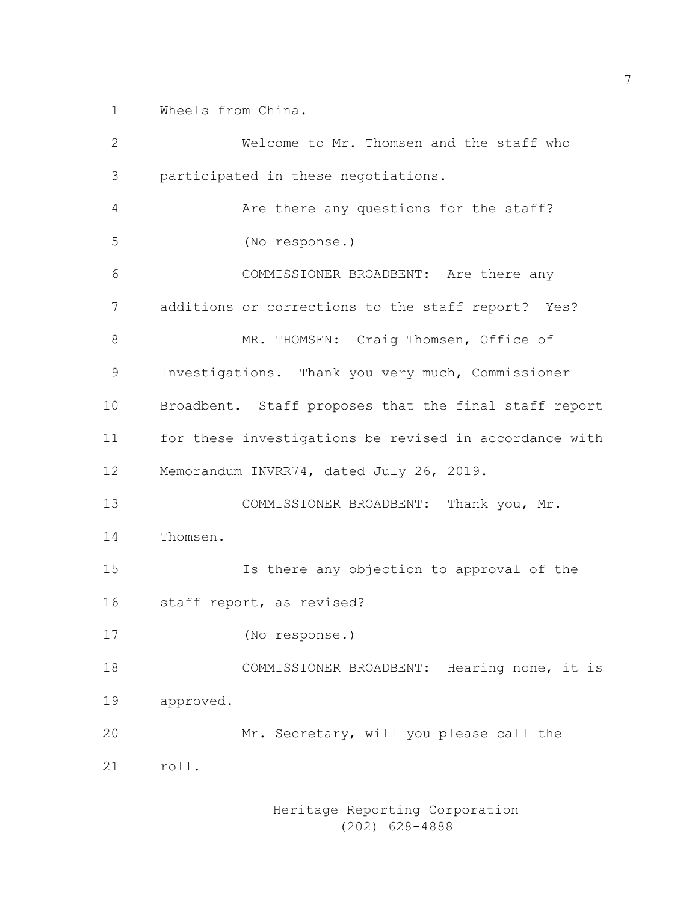Wheels from China.

Welcome to Mr. Thomsen and the staff who participated in these negotiations.

Are there any questions for the staff?

(No response.)

COMMISSIONER BROADBENT: Are there any additions or corrections to the staff report? Yes?

MR. THOMSEN: Craig Thomsen, Office of Investigations. Thank you very much, Commissioner Broadbent. Staff proposes that the final staff report for these investigations be revised in accordance with Memorandum INVRR74, dated July 26, 2019.

COMMISSIONER BROADBENT: Thank you, Mr. Thomsen.

Is there any objection to approval of the staff report, as revised?

(No response.)

COMMISSIONER BROADBENT: Hearing none, it is approved.

Mr. Secretary, will you please call the roll.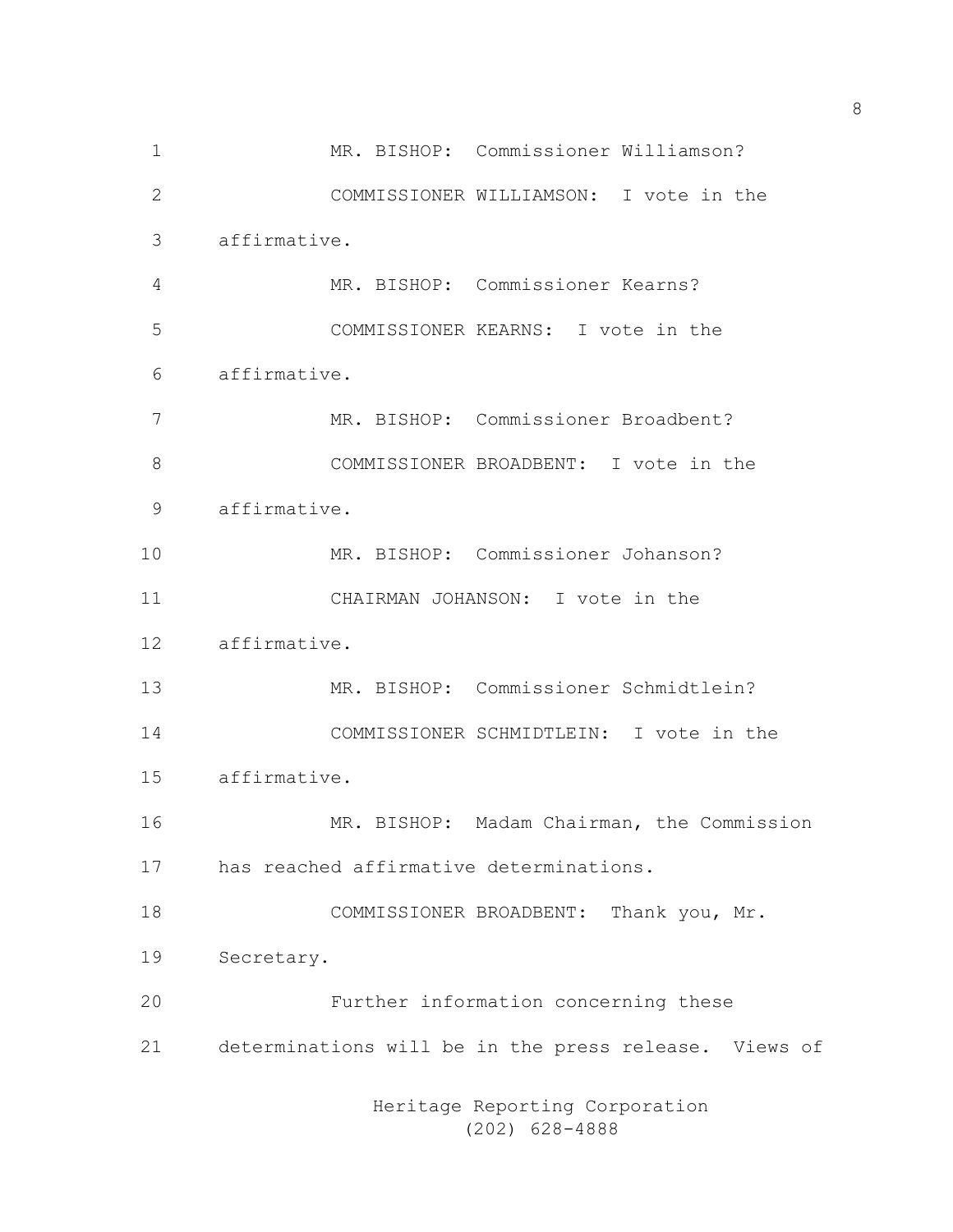MR. BISHOP: Commissioner Williamson?

COMMISSIONER WILLIAMSON: I vote in the affirmative.

MR. BISHOP: Commissioner Kearns?

COMMISSIONER KEARNS: I vote in the affirmative.

MR. BISHOP: Commissioner Broadbent?

COMMISSIONER BROADBENT: I vote in the affirmative.

MR. BISHOP: Commissioner Johanson?

CHAIRMAN JOHANSON: I vote in the affirmative.

MR. BISHOP: Commissioner Schmidtlein?

COMMISSIONER SCHMIDTLEIN: I vote in the affirmative.

MR. BISHOP: Madam Chairman, the Commission has reached affirmative determinations.

COMMISSIONER BROADBENT: Thank you, Mr. Secretary.

Further information concerning these determinations will be in the press release. Views of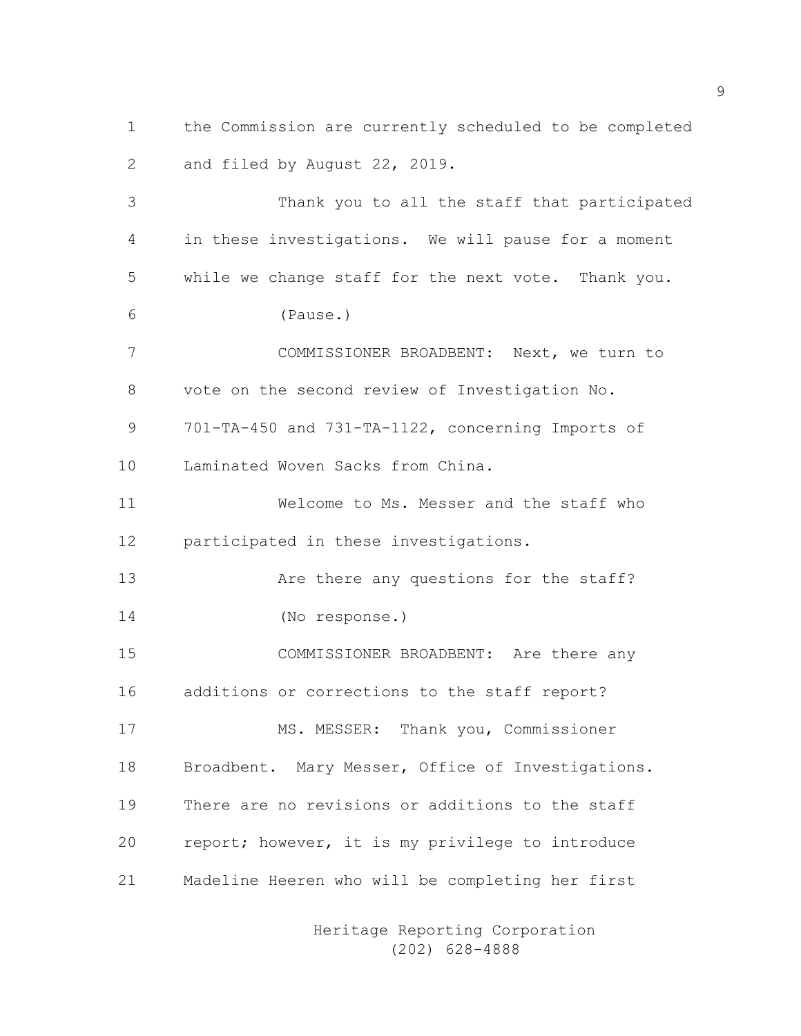the Commission are currently scheduled to be completed and filed by August 22, 2019.

Thank you to all the staff that participated in these investigations. We will pause for a moment while we change staff for the next vote. Thank you.

(Pause.)

COMMISSIONER BROADBENT: Next, we turn to vote on the second review of Investigation No. 701-TA-450 and 731-TA-1122, concerning Imports of Laminated Woven Sacks from China.

Welcome to Ms. Messer and the staff who participated in these investigations.

Are there any questions for the staff?

(No response.)

COMMISSIONER BROADBENT: Are there any additions or corrections to the staff report?

MS. MESSER: Thank you, Commissioner Broadbent. Mary Messer, Office of Investigations. There are no revisions or additions to the staff report; however, it is my privilege to introduce Madeline Heeren who will be completing her first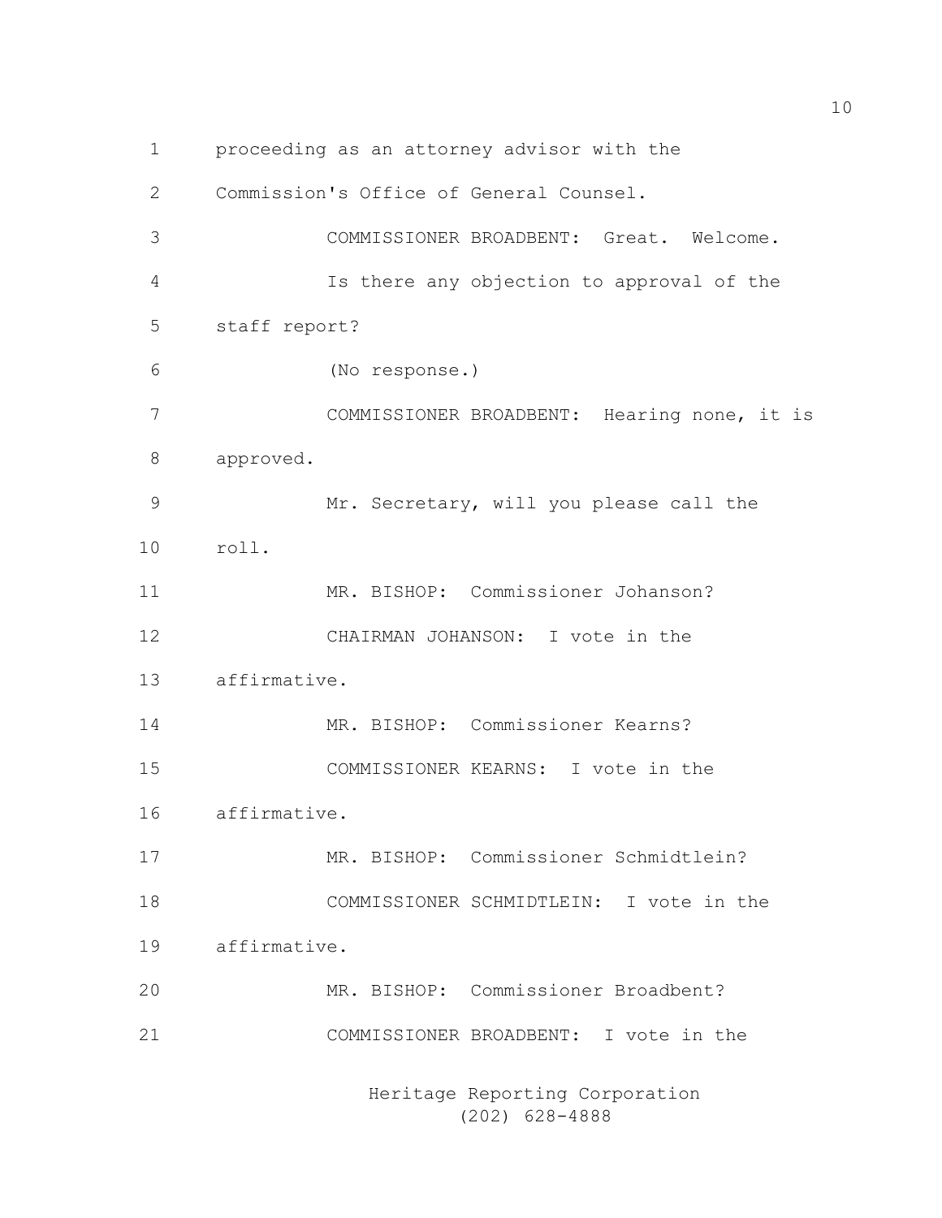proceeding as an attorney advisor with the Commission's Office of General Counsel.

COMMISSIONER BROADBENT: Great. Welcome.

Is there any objection to approval of the staff report?

(No response.)

COMMISSIONER BROADBENT: Hearing none, it is approved.

Mr. Secretary, will you please call the roll.

MR. BISHOP: Commissioner Johanson?

CHAIRMAN JOHANSON: I vote in the affirmative.

MR. BISHOP: Commissioner Kearns?

COMMISSIONER KEARNS: I vote in the affirmative.

MR. BISHOP: Commissioner Schmidtlein?

COMMISSIONER SCHMIDTLEIN: I vote in the affirmative.

MR. BISHOP: Commissioner Broadbent?

COMMISSIONER BROADBENT: I vote in the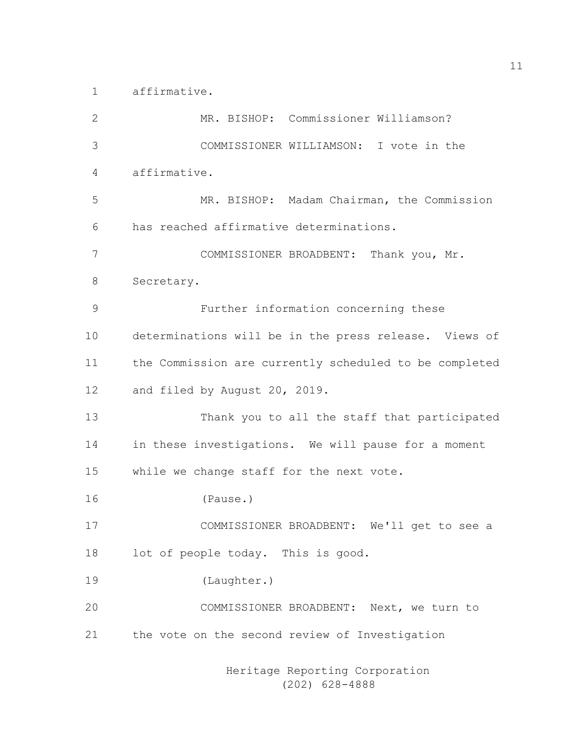affirmative.

MR. BISHOP: Commissioner Williamson?

COMMISSIONER WILLIAMSON: I vote in the affirmative.

MR. BISHOP: Madam Chairman, the Commission has reached affirmative determinations.

COMMISSIONER BROADBENT: Thank you, Mr. Secretary.

Further information concerning these determinations will be in the press release. Views of the Commission are currently scheduled to be completed and filed by August 20, 2019.

Thank you to all the staff that participated in these investigations. We will pause for a moment while we change staff for the next vote.

(Pause.)

COMMISSIONER BROADBENT: We'll get to see a lot of people today. This is good.

(Laughter.)

COMMISSIONER BROADBENT: Next, we turn to the vote on the second review of Investigation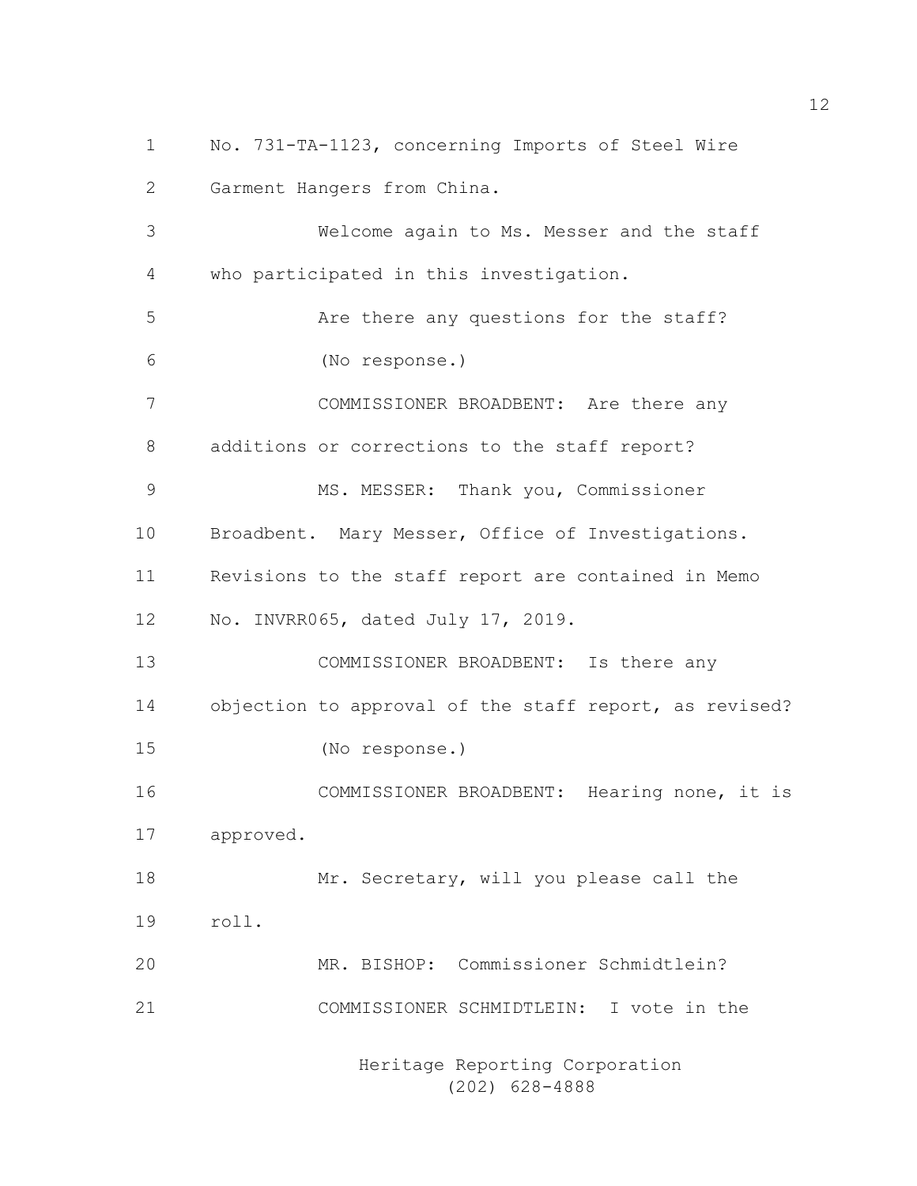No. 731-TA-1123, concerning Imports of Steel Wire Garment Hangers from China.

Welcome again to Ms. Messer and the staff who participated in this investigation.

Are there any questions for the staff?

(No response.)

COMMISSIONER BROADBENT: Are there any additions or corrections to the staff report?

MS. MESSER: Thank you, Commissioner Broadbent. Mary Messer, Office of Investigations. Revisions to the staff report are contained in Memo No. INVRR065, dated July 17, 2019.

COMMISSIONER BROADBENT: Is there any objection to approval of the staff report, as revised?

(No response.)

COMMISSIONER BROADBENT: Hearing none, it is approved.

Mr. Secretary, will you please call the roll.

MR. BISHOP: Commissioner Schmidtlein?

COMMISSIONER SCHMIDTLEIN: I vote in the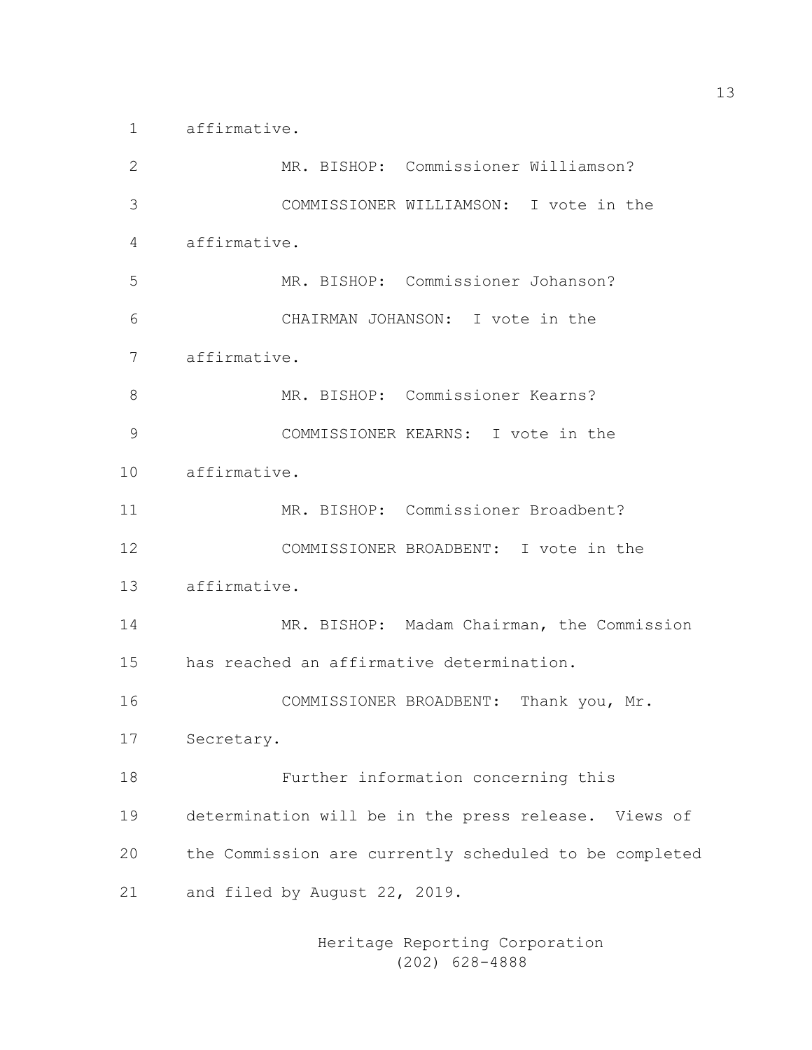affirmative.

MR. BISHOP: Commissioner Williamson?

COMMISSIONER WILLIAMSON: I vote in the affirmative.

MR. BISHOP: Commissioner Johanson?

CHAIRMAN JOHANSON: I vote in the affirmative.

MR. BISHOP: Commissioner Kearns?

COMMISSIONER KEARNS: I vote in the affirmative.

MR. BISHOP: Commissioner Broadbent?

COMMISSIONER BROADBENT: I vote in the affirmative.

MR. BISHOP: Madam Chairman, the Commission has reached an affirmative determination.

COMMISSIONER BROADBENT: Thank you, Mr. Secretary.

Further information concerning this determination will be in the press release. Views of the Commission are currently scheduled to be completed and filed by August 22, 2019.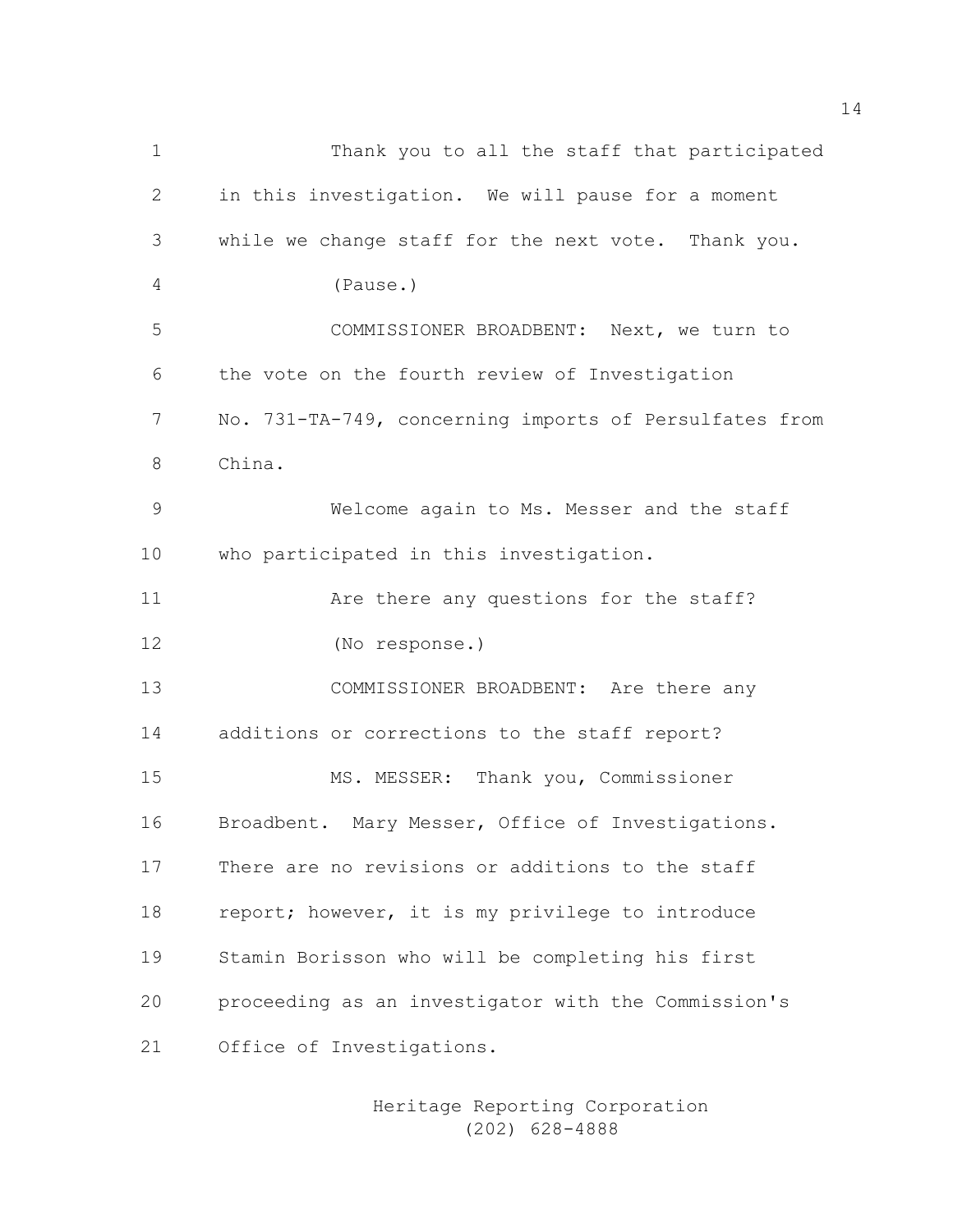Thank you to all the staff that participated in this investigation. We will pause for a moment while we change staff for the next vote. Thank you.

(Pause.)

COMMISSIONER BROADBENT: Next, we turn to the vote on the fourth review of Investigation No. 731-TA-749, concerning imports of Persulfates from China.

Welcome again to Ms. Messer and the staff who participated in this investigation.

Are there any questions for the staff?

(No response.)

COMMISSIONER BROADBENT: Are there any additions or corrections to the staff report?

MS. MESSER: Thank you, Commissioner Broadbent. Mary Messer, Office of Investigations. There are no revisions or additions to the staff report; however, it is my privilege to introduce Stamin Borisson who will be completing his first proceeding as an investigator with the Commission's Office of Investigations.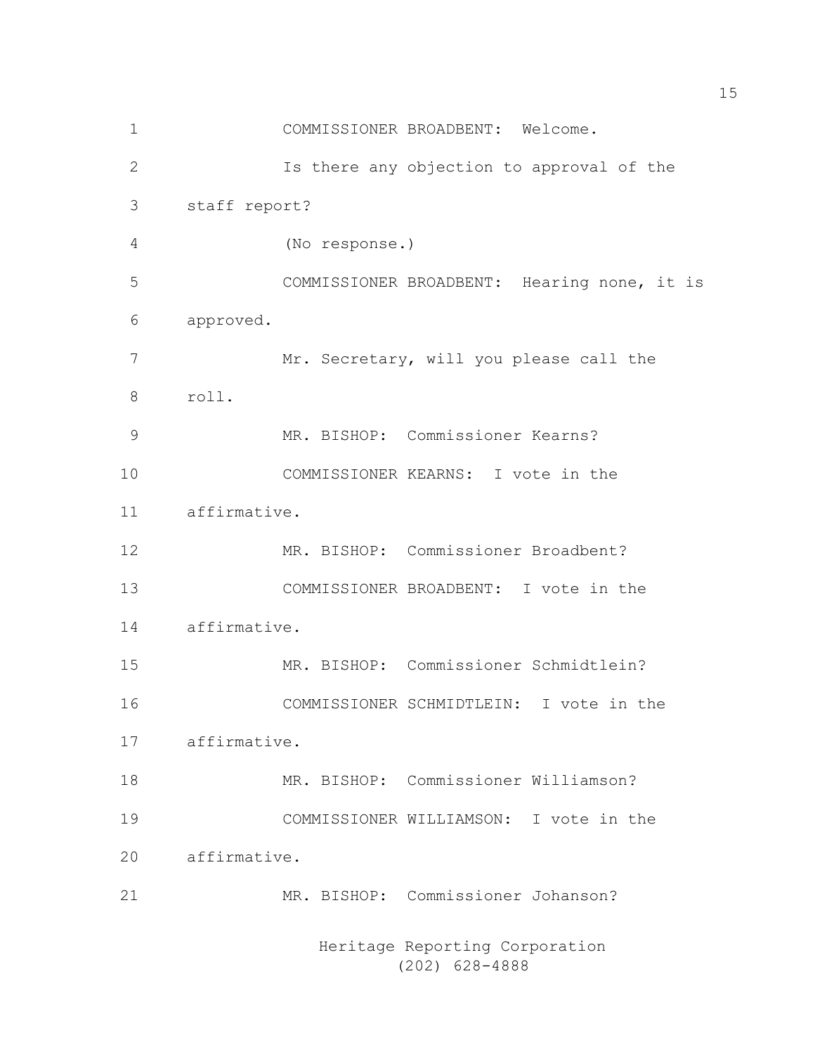COMMISSIONER BROADBENT: Welcome.

Is there any objection to approval of the staff report?

(No response.)

COMMISSIONER BROADBENT: Hearing none, it is approved.

Mr. Secretary, will you please call the roll.

MR. BISHOP: Commissioner Kearns?

COMMISSIONER KEARNS: I vote in the affirmative.

MR. BISHOP: Commissioner Broadbent?

COMMISSIONER BROADBENT: I vote in the affirmative.

MR. BISHOP: Commissioner Schmidtlein?

COMMISSIONER SCHMIDTLEIN: I vote in the affirmative.

MR. BISHOP: Commissioner Williamson?

COMMISSIONER WILLIAMSON: I vote in the affirmative.

MR. BISHOP: Commissioner Johanson?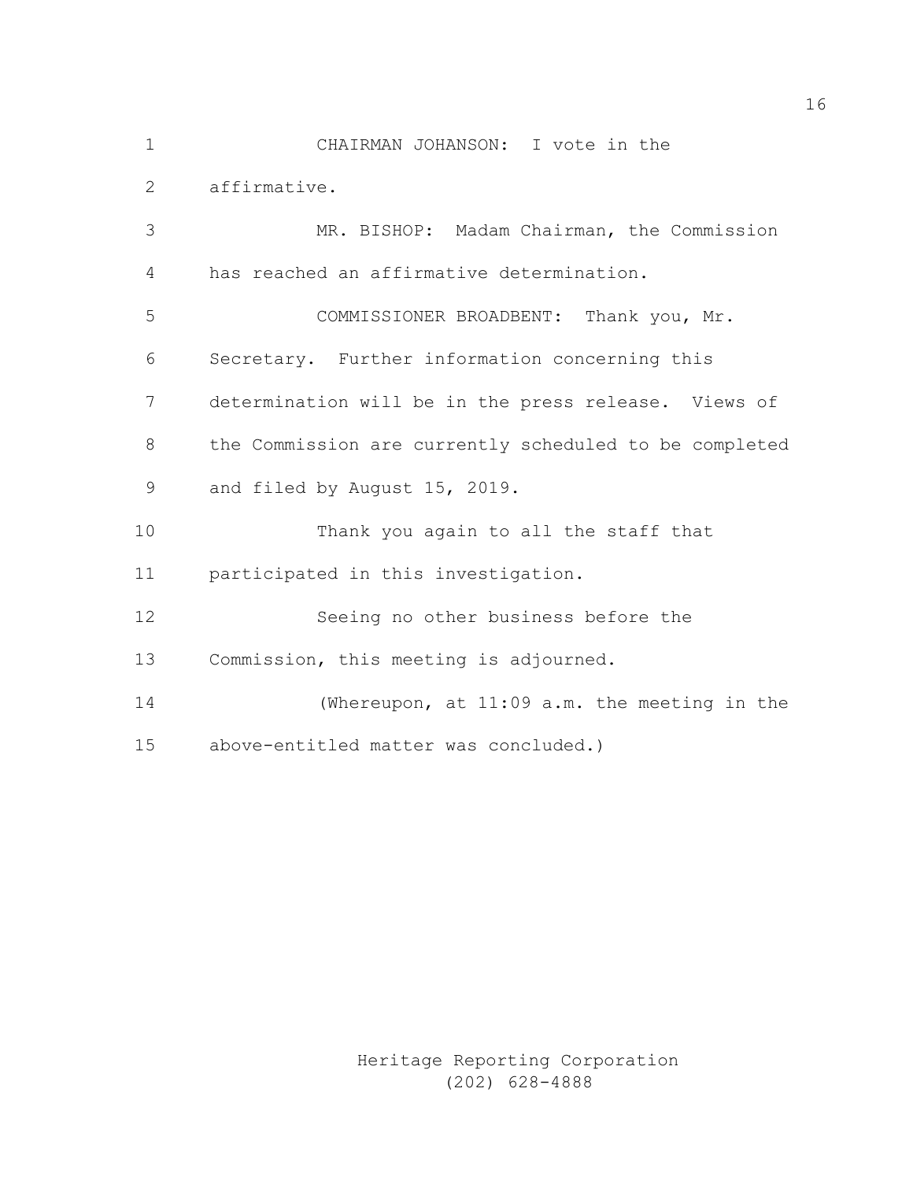CHAIRMAN JOHANSON: I vote in the affirmative.

MR. BISHOP: Madam Chairman, the Commission has reached an affirmative determination.

COMMISSIONER BROADBENT: Thank you, Mr. Secretary. Further information concerning this determination will be in the press release. Views of the Commission are currently scheduled to be completed and filed by August 15, 2019.

Thank you again to all the staff that participated in this investigation.

Seeing no other business before the Commission, this meeting is adjourned.

(Whereupon, at 11:09 a.m. the meeting in the above-entitled matter was concluded.)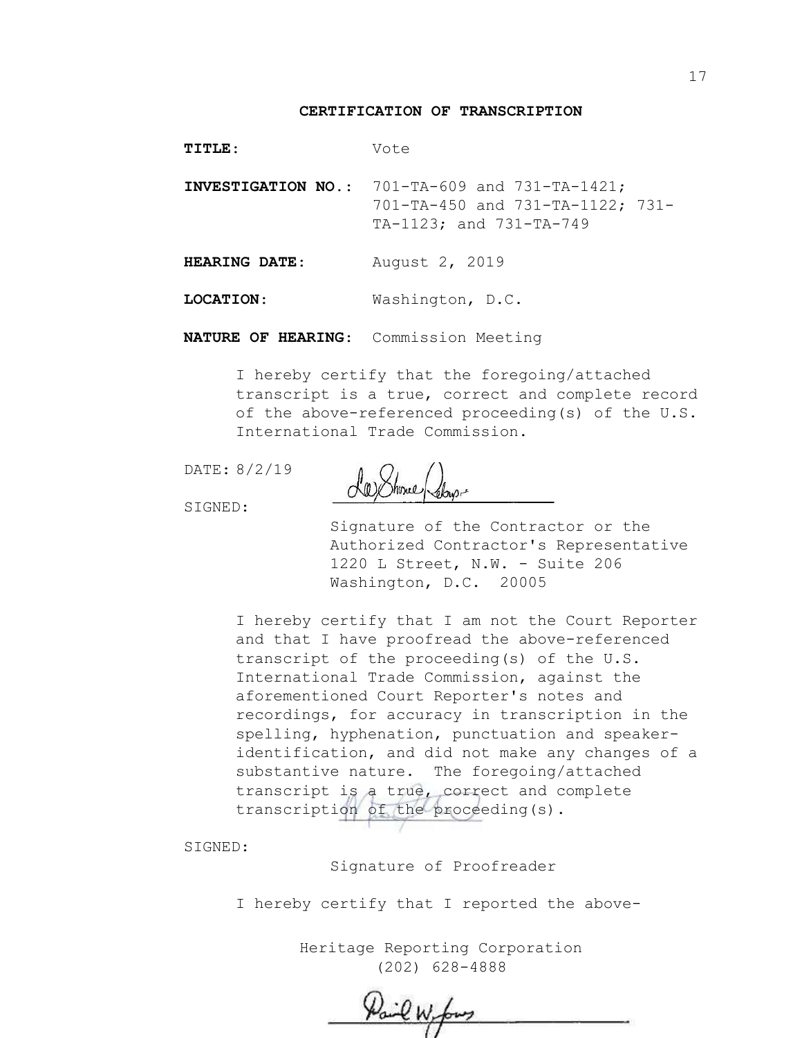**CERTIFICATION OF TRANSCRIPTION**

**TITLE**: Vote

**INVESTIGATION NO.**: 701-TA-609 and 731-TA-1421; 701-TA-450 and 731-TA-1122; 731-TA-1123; and 731-TA-749

**HEARING DATE**: August 2, 2019

**LOCATION**: Washington, D.C.

**NATURE OF HEARING**: Commission Meeting

I hereby certify that the foregoing/attached transcript is a true, correct and complete record of the above-referenced proceeding(s) of the U.S. International Trade Commission.

DATE: 8/2/19

SIGNED:

Signature of the Contractor or the Authorized Contractor's Representative
1220 L Street, N.W. - Suite 206
Washington, D.C. 20005

I hereby certify that I am not the Court Reporter and that I have proofread the above-referenced transcript of the proceeding(s) of the U.S. International Trade Commission, against the aforementioned Court Reporter's notes and recordings, for accuracy in transcription in the spelling, hyphenation, punctuation and speaker-identification, and did not make any changes of a substantive nature. The foregoing/attached transcript is a true, correct and complete transcription of the proceeding(s).

SIGNED:

Signature of Proofreader

I hereby certify that I reported the above-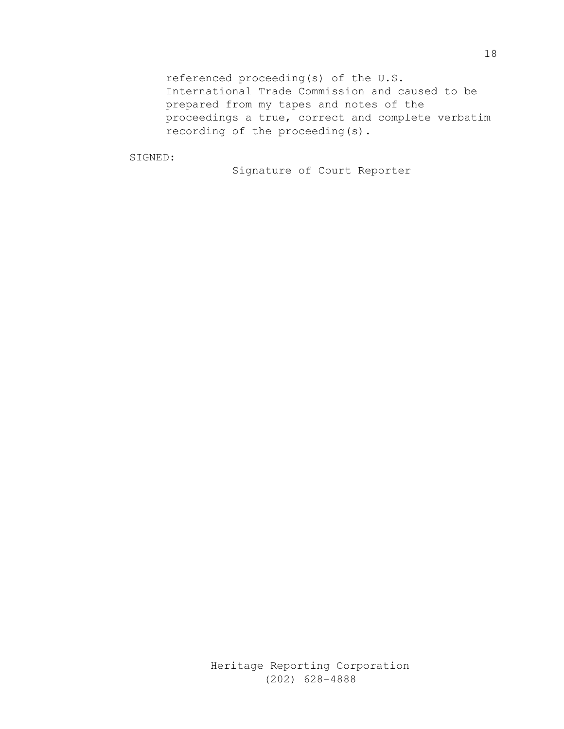referenced proceeding(s) of the U.S. International Trade Commission and caused to be prepared from my tapes and notes of the proceedings a true, correct and complete verbatim recording of the proceeding(s).

SIGNED:

Signature of Court Reporter